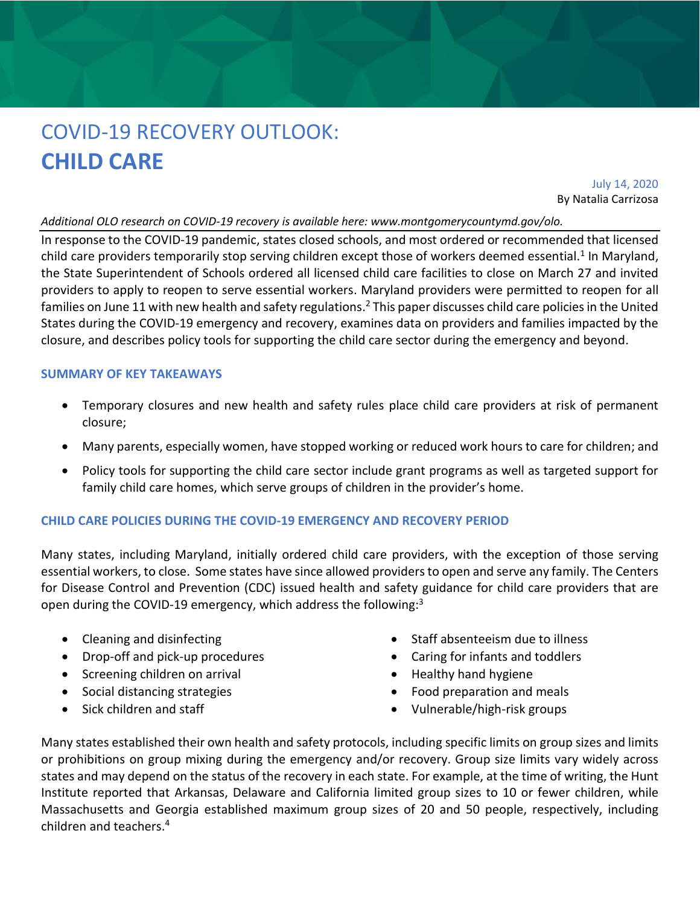# COVID-19 RECOVERY OUTLOOK:
# **CHILD CARE**

July 14, 2020
By Natalia Carrizosa

*Additional OLO research on COVID-19 recovery is available here: www.montgomerycountymd.gov/olo.*

In response to the COVID-19 pandemic, states closed schools, and most ordered or recommended that licensed child care providers temporarily stop serving children except those of workers deemed essential.[1] In Maryland, the State Superintendent of Schools ordered all licensed child care facilities to close on March 27 and invited providers to apply to reopen to serve essential workers. Maryland providers were permitted to reopen for all families on June 11 with new health and safety regulations.[2] This paper discusses child care policies in the United States during the COVID-19 emergency and recovery, examines data on providers and families impacted by the closure, and describes policy tools for supporting the child care sector during the emergency and beyond.

## SUMMARY OF KEY TAKEAWAYS

- Temporary closures and new health and safety rules place child care providers at risk of permanent closure;
- Many parents, especially women, have stopped working or reduced work hours to care for children; and
- Policy tools for supporting the child care sector include grant programs as well as targeted support for family child care homes, which serve groups of children in the provider's home.

## CHILD CARE POLICIES DURING THE COVID-19 EMERGENCY AND RECOVERY PERIOD

Many states, including Maryland, initially ordered child care providers, with the exception of those serving essential workers, to close. Some states have since allowed providers to open and serve any family. The Centers for Disease Control and Prevention (CDC) issued health and safety guidance for child care providers that are open during the COVID-19 emergency, which address the following:[3]

- Cleaning and disinfecting
- Drop-off and pick-up procedures
- Screening children on arrival
- Social distancing strategies
- Sick children and staff
- Staff absenteeism due to illness
- Caring for infants and toddlers
- Healthy hand hygiene
- Food preparation and meals
- Vulnerable/high-risk groups

Many states established their own health and safety protocols, including specific limits on group sizes and limits or prohibitions on group mixing during the emergency and/or recovery. Group size limits vary widely across states and may depend on the status of the recovery in each state. For example, at the time of writing, the Hunt Institute reported that Arkansas, Delaware and California limited group sizes to 10 or fewer children, while Massachusetts and Georgia established maximum group sizes of 20 and 50 people, respectively, including children and teachers.[4]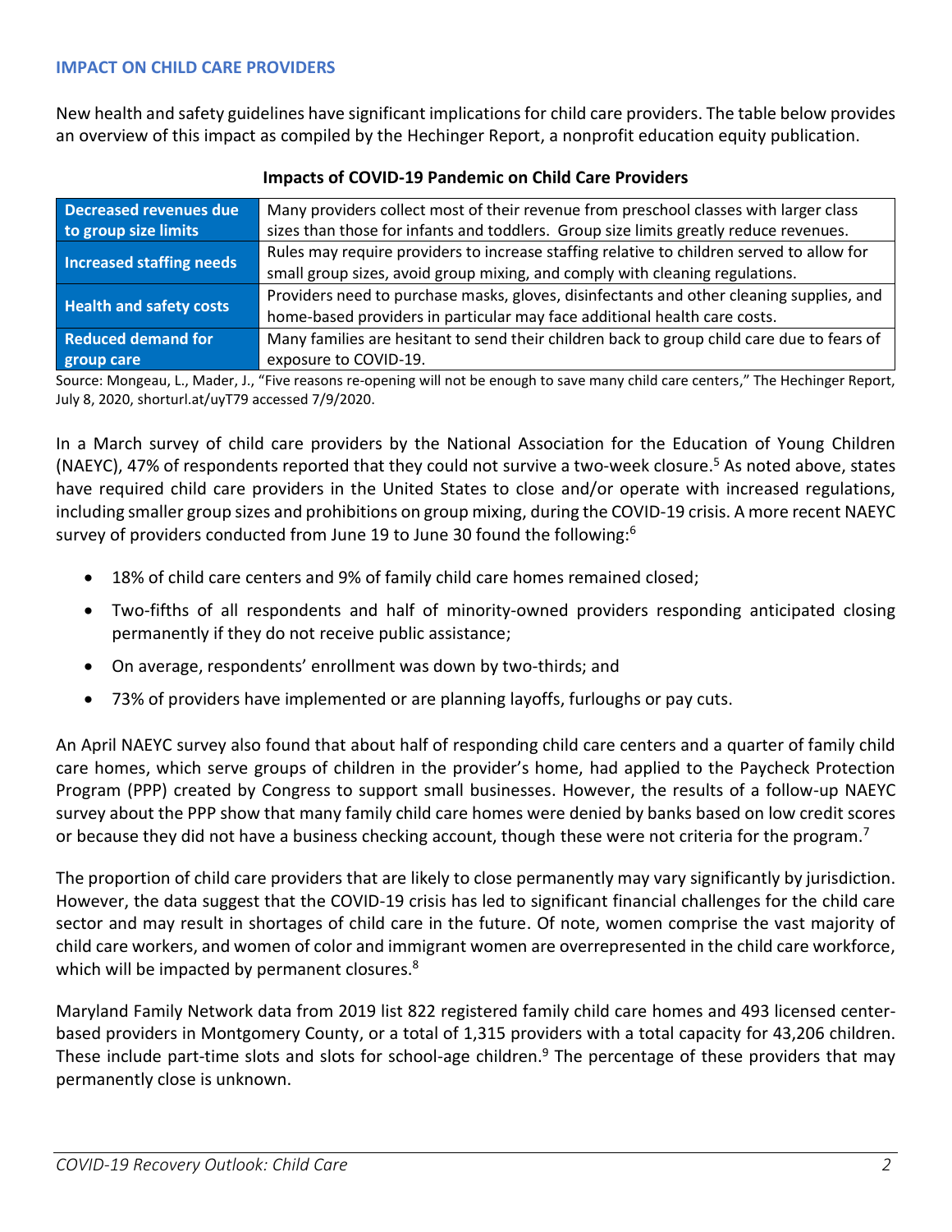## IMPACT ON CHILD CARE PROVIDERS

New health and safety guidelines have significant implications for child care providers. The table below provides an overview of this impact as compiled by the Hechinger Report, a nonprofit education equity publication.

**Impacts of COVID-19 Pandemic on Child Care Providers**

| | |
|---|---|
| **Decreased revenues due to group size limits** | Many providers collect most of their revenue from preschool classes with larger class sizes than those for infants and toddlers. Group size limits greatly reduce revenues. |
| **Increased staffing needs** | Rules may require providers to increase staffing relative to children served to allow for small group sizes, avoid group mixing, and comply with cleaning regulations. |
| **Health and safety costs** | Providers need to purchase masks, gloves, disinfectants and other cleaning supplies, and home-based providers in particular may face additional health care costs. |
| **Reduced demand for group care** | Many families are hesitant to send their children back to group child care due to fears of exposure to COVID-19. |

Source: Mongeau, L., Mader, J., "Five reasons re-opening will not be enough to save many child care centers," The Hechinger Report, July 8, 2020, shorturl.at/uyT79 accessed 7/9/2020.

In a March survey of child care providers by the National Association for the Education of Young Children (NAEYC), 47% of respondents reported that they could not survive a two-week closure.[5] As noted above, states have required child care providers in the United States to close and/or operate with increased regulations, including smaller group sizes and prohibitions on group mixing, during the COVID-19 crisis. A more recent NAEYC survey of providers conducted from June 19 to June 30 found the following:[6]

- 18% of child care centers and 9% of family child care homes remained closed;
- Two-fifths of all respondents and half of minority-owned providers responding anticipated closing permanently if they do not receive public assistance;
- On average, respondents' enrollment was down by two-thirds; and
- 73% of providers have implemented or are planning layoffs, furloughs or pay cuts.

An April NAEYC survey also found that about half of responding child care centers and a quarter of family child care homes, which serve groups of children in the provider's home, had applied to the Paycheck Protection Program (PPP) created by Congress to support small businesses. However, the results of a follow-up NAEYC survey about the PPP show that many family child care homes were denied by banks based on low credit scores or because they did not have a business checking account, though these were not criteria for the program.[7]

The proportion of child care providers that are likely to close permanently may vary significantly by jurisdiction. However, the data suggest that the COVID-19 crisis has led to significant financial challenges for the child care sector and may result in shortages of child care in the future. Of note, women comprise the vast majority of child care workers, and women of color and immigrant women are overrepresented in the child care workforce, which will be impacted by permanent closures.[8]

Maryland Family Network data from 2019 list 822 registered family child care homes and 493 licensed center-based providers in Montgomery County, or a total of 1,315 providers with a total capacity for 43,206 children. These include part-time slots and slots for school-age children.[9] The percentage of these providers that may permanently close is unknown.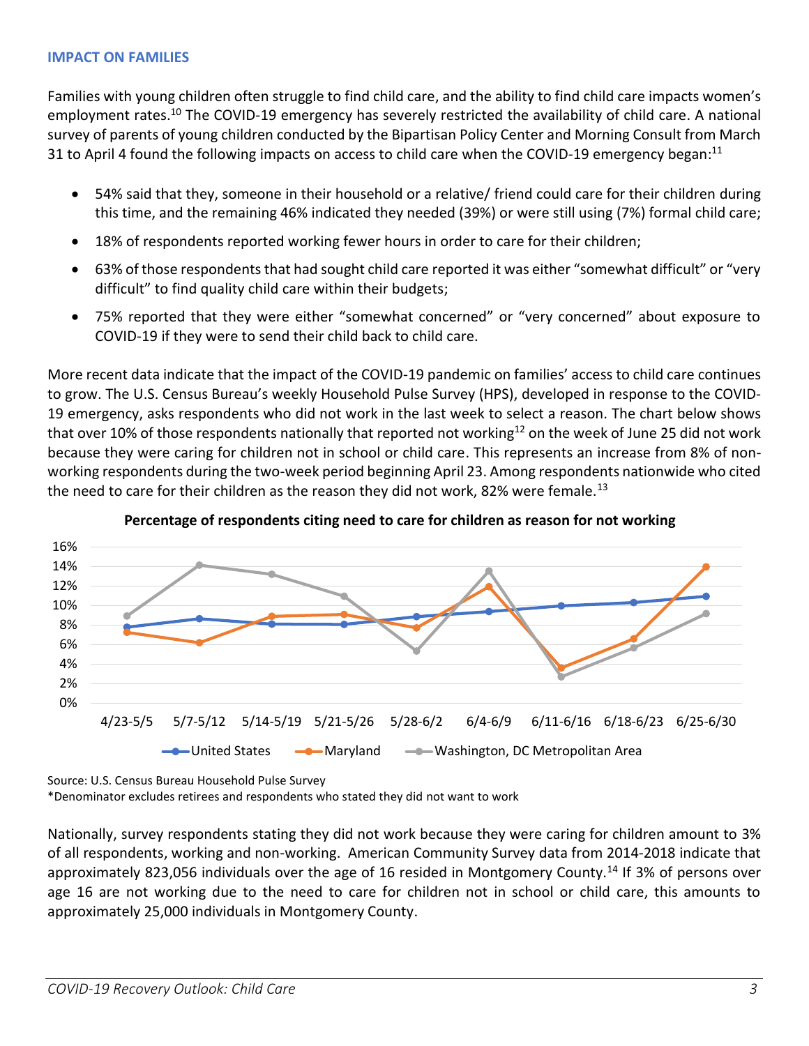## IMPACT ON FAMILIES

Families with young children often struggle to find child care, and the ability to find child care impacts women's employment rates.[10] The COVID-19 emergency has severely restricted the availability of child care. A national survey of parents of young children conducted by the Bipartisan Policy Center and Morning Consult from March 31 to April 4 found the following impacts on access to child care when the COVID-19 emergency began:[11]

- 54% said that they, someone in their household or a relative/ friend could care for their children during this time, and the remaining 46% indicated they needed (39%) or were still using (7%) formal child care;
- 18% of respondents reported working fewer hours in order to care for their children;
- 63% of those respondents that had sought child care reported it was either "somewhat difficult" or "very difficult" to find quality child care within their budgets;
- 75% reported that they were either "somewhat concerned" or "very concerned" about exposure to COVID-19 if they were to send their child back to child care.

More recent data indicate that the impact of the COVID-19 pandemic on families' access to child care continues to grow. The U.S. Census Bureau's weekly Household Pulse Survey (HPS), developed in response to the COVID-19 emergency, asks respondents who did not work in the last week to select a reason. The chart below shows that over 10% of those respondents nationally that reported not working[12] on the week of June 25 did not work because they were caring for children not in school or child care. This represents an increase from 8% of non-working respondents during the two-week period beginning April 23. Among respondents nationwide who cited the need to care for their children as the reason they did not work, 82% were female.[13]

**Percentage of respondents citing need to care for children as reason for not working**

| | 4/23-5/5 | 5/7-5/12 | 5/14-5/19 | 5/21-5/26 | 5/28-6/2 | 6/4-6/9 | 6/11-6/16 | 6/18-6/23 | 6/25-6/30 |
|---|---|---|---|---|---|---|---|---|---|
| United States | ~7.8% | ~8.7% | ~8.1% | ~8.1% | ~8.9% | ~9.4% | ~10.0% | ~10.3% | ~11.0% |
| Maryland | ~7.3% | ~6.2% | ~8.9% | ~9.1% | ~7.7% | ~12.0% | ~3.6% | ~6.6% | ~14.0% |
| Washington, DC Metropolitan Area | ~9.0% | ~14.2% | ~13.2% | ~11.0% | ~5.4% | ~13.6% | ~2.7% | ~5.7% | ~9.2% |

Source: U.S. Census Bureau Household Pulse Survey
*Denominator excludes retirees and respondents who stated they did not want to work

Nationally, survey respondents stating they did not work because they were caring for children amount to 3% of all respondents, working and non-working. American Community Survey data from 2014-2018 indicate that approximately 823,056 individuals over the age of 16 resided in Montgomery County.[14] If 3% of persons over age 16 are not working due to the need to care for children not in school or child care, this amounts to approximately 25,000 individuals in Montgomery County.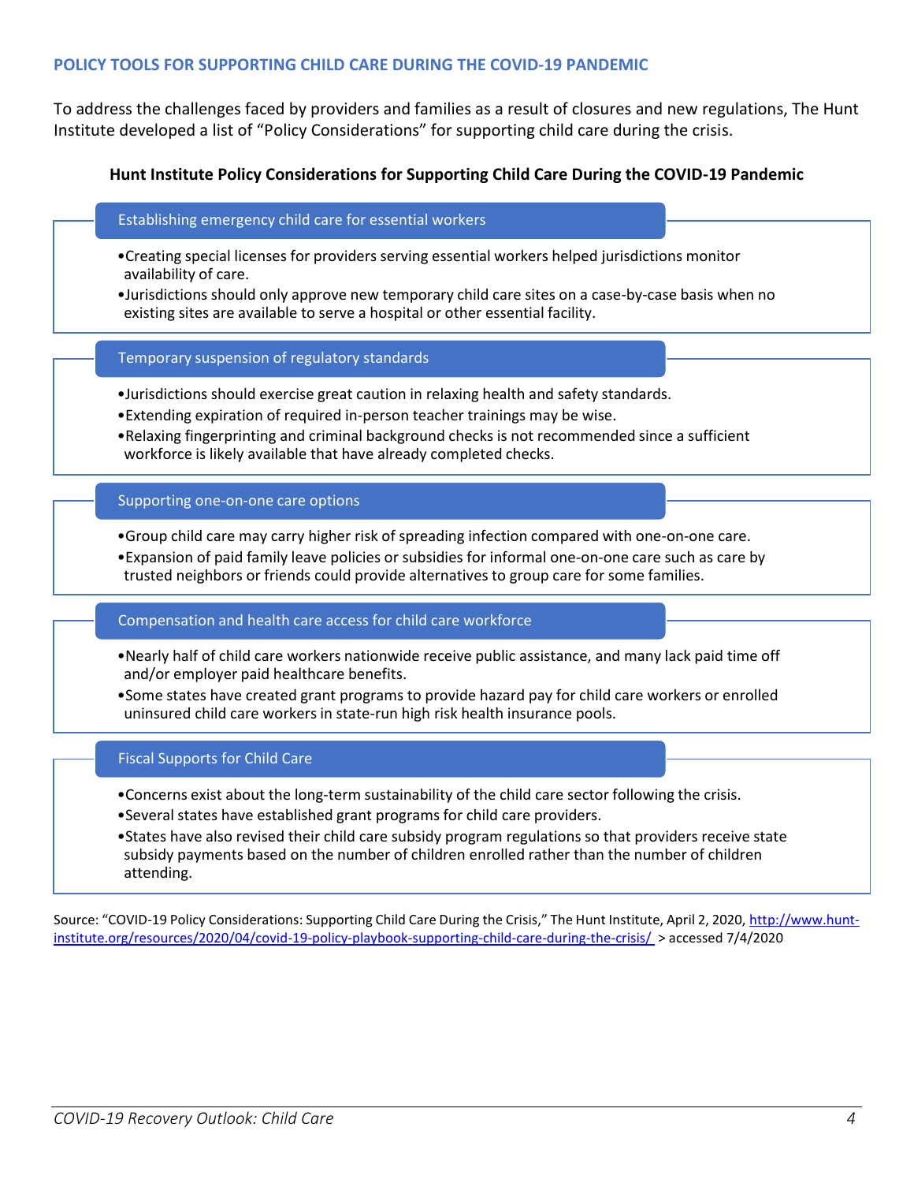## POLICY TOOLS FOR SUPPORTING CHILD CARE DURING THE COVID-19 PANDEMIC

To address the challenges faced by providers and families as a result of closures and new regulations, The Hunt Institute developed a list of "Policy Considerations" for supporting child care during the crisis.

### Hunt Institute Policy Considerations for Supporting Child Care During the COVID-19 Pandemic

**Establishing emergency child care for essential workers**

- Creating special licenses for providers serving essential workers helped jurisdictions monitor availability of care.
- Jurisdictions should only approve new temporary child care sites on a case-by-case basis when no existing sites are available to serve a hospital or other essential facility.

**Temporary suspension of regulatory standards**

- Jurisdictions should exercise great caution in relaxing health and safety standards.
- Extending expiration of required in-person teacher trainings may be wise.
- Relaxing fingerprinting and criminal background checks is not recommended since a sufficient workforce is likely available that have already completed checks.

**Supporting one-on-one care options**

- Group child care may carry higher risk of spreading infection compared with one-on-one care.
- Expansion of paid family leave policies or subsidies for informal one-on-one care such as care by trusted neighbors or friends could provide alternatives to group care for some families.

**Compensation and health care access for child care workforce**

- Nearly half of child care workers nationwide receive public assistance, and many lack paid time off and/or employer paid healthcare benefits.
- Some states have created grant programs to provide hazard pay for child care workers or enrolled uninsured child care workers in state-run high risk health insurance pools.

**Fiscal Supports for Child Care**

- Concerns exist about the long-term sustainability of the child care sector following the crisis.
- Several states have established grant programs for child care providers.
- States have also revised their child care subsidy program regulations so that providers receive state subsidy payments based on the number of children enrolled rather than the number of children attending.

Source: "COVID-19 Policy Considerations: Supporting Child Care During the Crisis," The Hunt Institute, April 2, 2020, http://www.hunt-institute.org/resources/2020/04/covid-19-policy-playbook-supporting-child-care-during-the-crisis/ > accessed 7/4/2020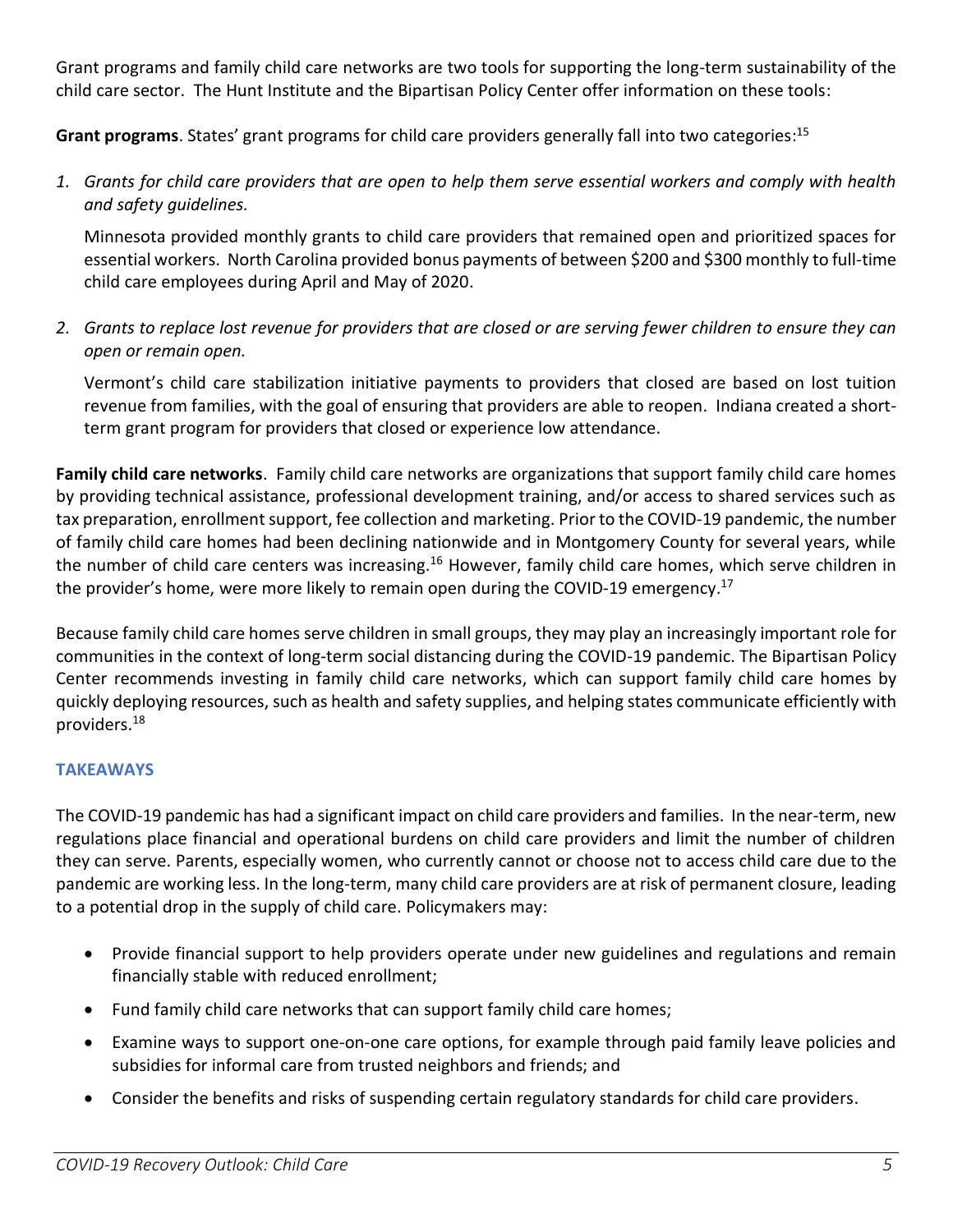Grant programs and family child care networks are two tools for supporting the long-term sustainability of the child care sector. The Hunt Institute and the Bipartisan Policy Center offer information on these tools:

**Grant programs**. States' grant programs for child care providers generally fall into two categories:[15]

1. *Grants for child care providers that are open to help them serve essential workers and comply with health and safety guidelines.*

   Minnesota provided monthly grants to child care providers that remained open and prioritized spaces for essential workers. North Carolina provided bonus payments of between $200 and $300 monthly to full-time child care employees during April and May of 2020.

2. *Grants to replace lost revenue for providers that are closed or are serving fewer children to ensure they can open or remain open.*

   Vermont's child care stabilization initiative payments to providers that closed are based on lost tuition revenue from families, with the goal of ensuring that providers are able to reopen. Indiana created a short-term grant program for providers that closed or experience low attendance.

**Family child care networks**. Family child care networks are organizations that support family child care homes by providing technical assistance, professional development training, and/or access to shared services such as tax preparation, enrollment support, fee collection and marketing. Prior to the COVID-19 pandemic, the number of family child care homes had been declining nationwide and in Montgomery County for several years, while the number of child care centers was increasing.[16] However, family child care homes, which serve children in the provider's home, were more likely to remain open during the COVID-19 emergency.[17]

Because family child care homes serve children in small groups, they may play an increasingly important role for communities in the context of long-term social distancing during the COVID-19 pandemic. The Bipartisan Policy Center recommends investing in family child care networks, which can support family child care homes by quickly deploying resources, such as health and safety supplies, and helping states communicate efficiently with providers.[18]

## TAKEAWAYS

The COVID-19 pandemic has had a significant impact on child care providers and families. In the near-term, new regulations place financial and operational burdens on child care providers and limit the number of children they can serve. Parents, especially women, who currently cannot or choose not to access child care due to the pandemic are working less. In the long-term, many child care providers are at risk of permanent closure, leading to a potential drop in the supply of child care. Policymakers may:

- Provide financial support to help providers operate under new guidelines and regulations and remain financially stable with reduced enrollment;
- Fund family child care networks that can support family child care homes;
- Examine ways to support one-on-one care options, for example through paid family leave policies and subsidies for informal care from trusted neighbors and friends; and
- Consider the benefits and risks of suspending certain regulatory standards for child care providers.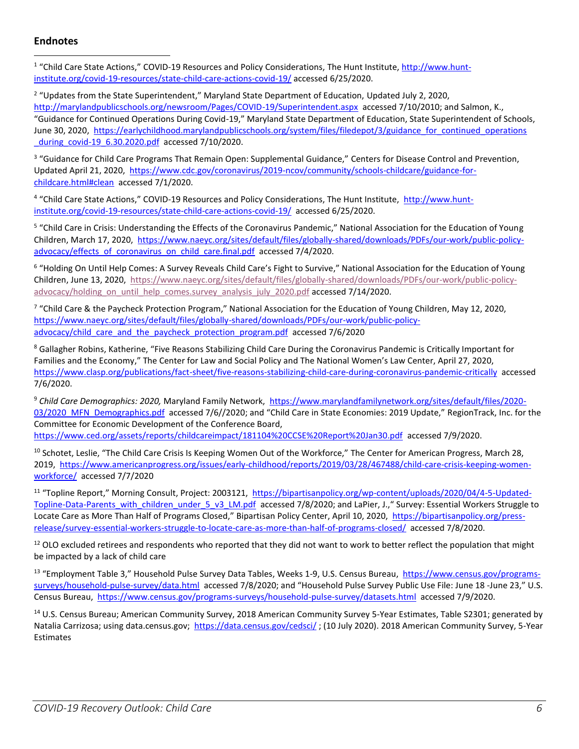## Endnotes

[1] "Child Care State Actions," COVID-19 Resources and Policy Considerations, The Hunt Institute, http://www.hunt-institute.org/covid-19-resources/state-child-care-actions-covid-19/ accessed 6/25/2020.

[2] "Updates from the State Superintendent," Maryland State Department of Education, Updated July 2, 2020, http://marylandpublicschools.org/newsroom/Pages/COVID-19/Superintendent.aspx accessed 7/10/2010; and Salmon, K., "Guidance for Continued Operations During Covid-19," Maryland State Department of Education, State Superintendent of Schools, June 30, 2020, https://earlychildhood.marylandpublicschools.org/system/files/filedepot/3/guidance_for_continued_operations_during_covid-19_6.30.2020.pdf accessed 7/10/2020.

[3] "Guidance for Child Care Programs That Remain Open: Supplemental Guidance," Centers for Disease Control and Prevention, Updated April 21, 2020, https://www.cdc.gov/coronavirus/2019-ncov/community/schools-childcare/guidance-for-childcare.html#clean accessed 7/1/2020.

[4] "Child Care State Actions," COVID-19 Resources and Policy Considerations, The Hunt Institute, http://www.hunt-institute.org/covid-19-resources/state-child-care-actions-covid-19/ accessed 6/25/2020.

[5] "Child Care in Crisis: Understanding the Effects of the Coronavirus Pandemic," National Association for the Education of Young Children, March 17, 2020, https://www.naeyc.org/sites/default/files/globally-shared/downloads/PDFs/our-work/public-policy-advocacy/effects_of_coronavirus_on_child_care.final.pdf accessed 7/4/2020.

[6] "Holding On Until Help Comes: A Survey Reveals Child Care's Fight to Survive," National Association for the Education of Young Children, June 13, 2020, https://www.naeyc.org/sites/default/files/globally-shared/downloads/PDFs/our-work/public-policy-advocacy/holding_on_until_help_comes.survey_analysis_july_2020.pdf accessed 7/14/2020.

[7] "Child Care & the Paycheck Protection Program," National Association for the Education of Young Children, May 12, 2020, https://www.naeyc.org/sites/default/files/globally-shared/downloads/PDFs/our-work/public-policy-advocacy/child_care_and_the_paycheck_protection_program.pdf accessed 7/6/2020

[8] Gallagher Robins, Katherine, "Five Reasons Stabilizing Child Care During the Coronavirus Pandemic is Critically Important for Families and the Economy," The Center for Law and Social Policy and The National Women's Law Center, April 27, 2020, https://www.clasp.org/publications/fact-sheet/five-reasons-stabilizing-child-care-during-coronavirus-pandemic-critically accessed 7/6/2020.

[9] *Child Care Demographics: 2020,* Maryland Family Network, https://www.marylandfamilynetwork.org/sites/default/files/2020-03/2020_MFN_Demographics.pdf accessed 7/6//2020; and "Child Care in State Economies: 2019 Update," RegionTrack, Inc. for the Committee for Economic Development of the Conference Board, https://www.ced.org/assets/reports/childcareimpact/181104%20CCSE%20Report%20Jan30.pdf accessed 7/9/2020.

[10] Schotet, Leslie, "The Child Care Crisis Is Keeping Women Out of the Workforce," The Center for American Progress, March 28, 2019, https://www.americanprogress.org/issues/early-childhood/reports/2019/03/28/467488/child-care-crisis-keeping-women-workforce/ accessed 7/7/2020

[11] "Topline Report," Morning Consult, Project: 2003121, https://bipartisanpolicy.org/wp-content/uploads/2020/04/4-5-Updated-Topline-Data-Parents_with_children_under_5_v3_LM.pdf accessed 7/8/2020; and LaPier, J.," Survey: Essential Workers Struggle to Locate Care as More Than Half of Programs Closed," Bipartisan Policy Center, April 10, 2020, https://bipartisanpolicy.org/press-release/survey-essential-workers-struggle-to-locate-care-as-more-than-half-of-programs-closed/ accessed 7/8/2020.

[12] OLO excluded retirees and respondents who reported that they did not want to work to better reflect the population that might be impacted by a lack of child care

[13] "Employment Table 3," Household Pulse Survey Data Tables, Weeks 1-9, U.S. Census Bureau, https://www.census.gov/programs-surveys/household-pulse-survey/data.html accessed 7/8/2020; and "Household Pulse Survey Public Use File: June 18 -June 23," U.S. Census Bureau, https://www.census.gov/programs-surveys/household-pulse-survey/datasets.html accessed 7/9/2020.

[14] U.S. Census Bureau; American Community Survey, 2018 American Community Survey 5-Year Estimates, Table S2301; generated by Natalia Carrizosa; using data.census.gov; https://data.census.gov/cedsci/ ; (10 July 2020). 2018 American Community Survey, 5-Year Estimates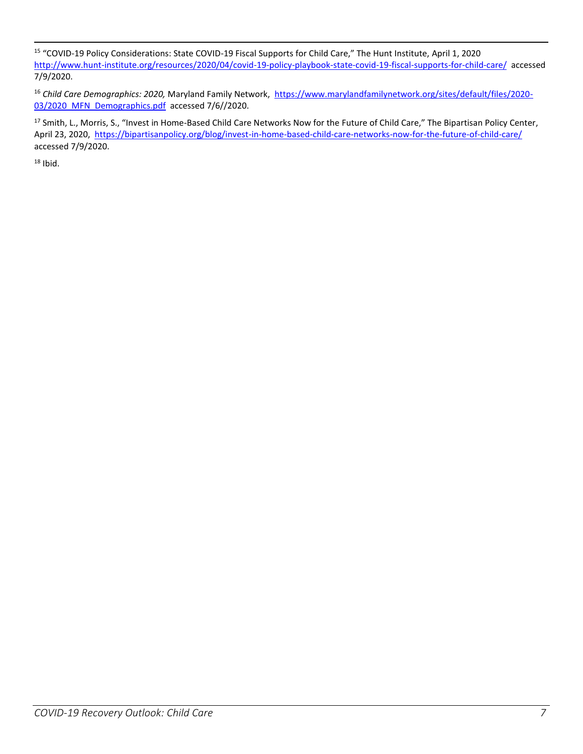[15] "COVID-19 Policy Considerations: State COVID-19 Fiscal Supports for Child Care," The Hunt Institute, April 1, 2020 http://www.hunt-institute.org/resources/2020/04/covid-19-policy-playbook-state-covid-19-fiscal-supports-for-child-care/ accessed 7/9/2020.

[16] *Child Care Demographics: 2020,* Maryland Family Network, https://www.marylandfamilynetwork.org/sites/default/files/2020-03/2020_MFN_Demographics.pdf accessed 7/6//2020.

[17] Smith, L., Morris, S., "Invest in Home-Based Child Care Networks Now for the Future of Child Care," The Bipartisan Policy Center, April 23, 2020, https://bipartisanpolicy.org/blog/invest-in-home-based-child-care-networks-now-for-the-future-of-child-care/ accessed 7/9/2020.

[18] Ibid.